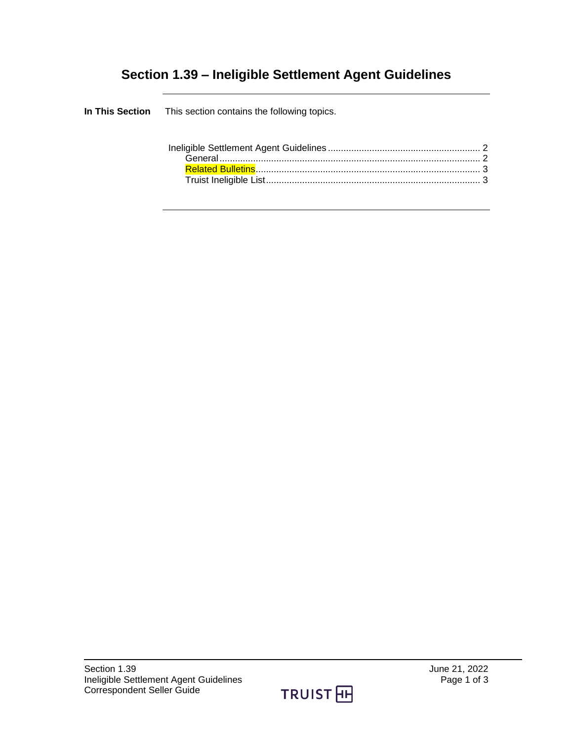# Section 1.39 – Ineligible Settlement Agent Guidelines

**In This Section** This section contains the following topics.

Ineligible Settlement Agent Guidelines .......... 2
- General .......... 2
- Related Bulletins .......... 3
- Truist Ineligible List .......... 3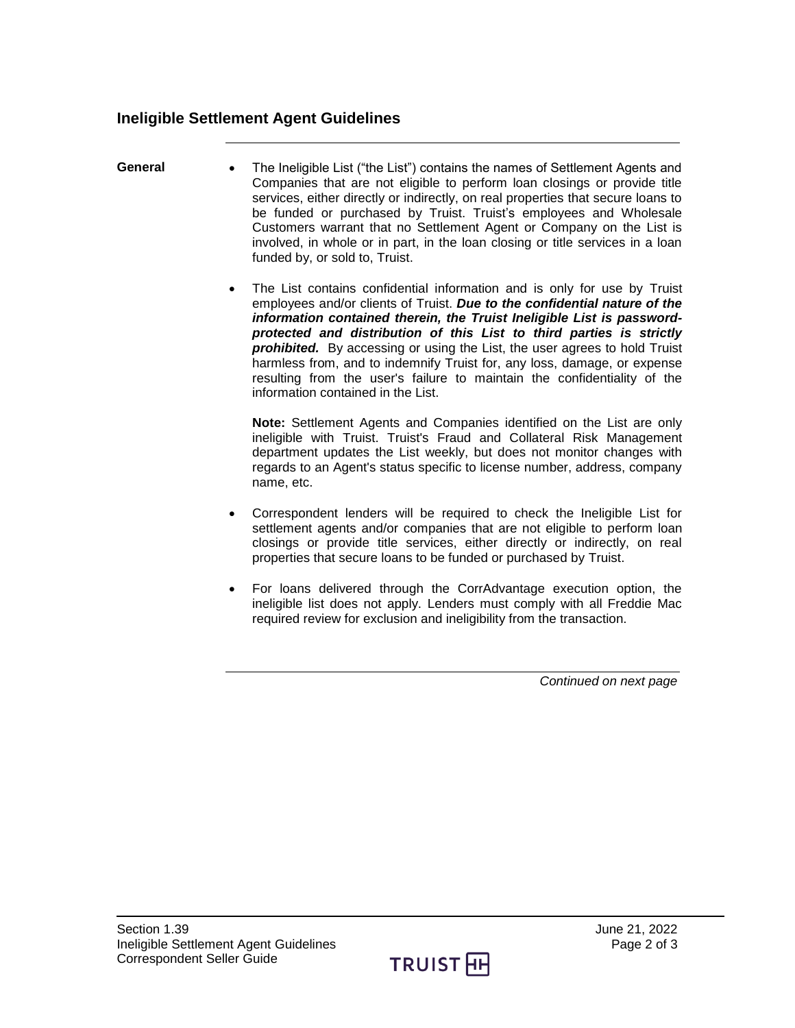## Ineligible Settlement Agent Guidelines

**General**

- The Ineligible List ("the List") contains the names of Settlement Agents and Companies that are not eligible to perform loan closings or provide title services, either directly or indirectly, on real properties that secure loans to be funded or purchased by Truist. Truist's employees and Wholesale Customers warrant that no Settlement Agent or Company on the List is involved, in whole or in part, in the loan closing or title services in a loan funded by, or sold to, Truist.

- The List contains confidential information and is only for use by Truist employees and/or clients of Truist. ***Due to the confidential nature of the information contained therein, the Truist Ineligible List is password-protected and distribution of this List to third parties is strictly prohibited.*** By accessing or using the List, the user agrees to hold Truist harmless from, and to indemnify Truist for, any loss, damage, or expense resulting from the user's failure to maintain the confidentiality of the information contained in the List.

  **Note:** Settlement Agents and Companies identified on the List are only ineligible with Truist. Truist's Fraud and Collateral Risk Management department updates the List weekly, but does not monitor changes with regards to an Agent's status specific to license number, address, company name, etc.

- Correspondent lenders will be required to check the Ineligible List for settlement agents and/or companies that are not eligible to perform loan closings or provide title services, either directly or indirectly, on real properties that secure loans to be funded or purchased by Truist.

- For loans delivered through the CorrAdvantage execution option, the ineligible list does not apply. Lenders must comply with all Freddie Mac required review for exclusion and ineligibility from the transaction.

*Continued on next page*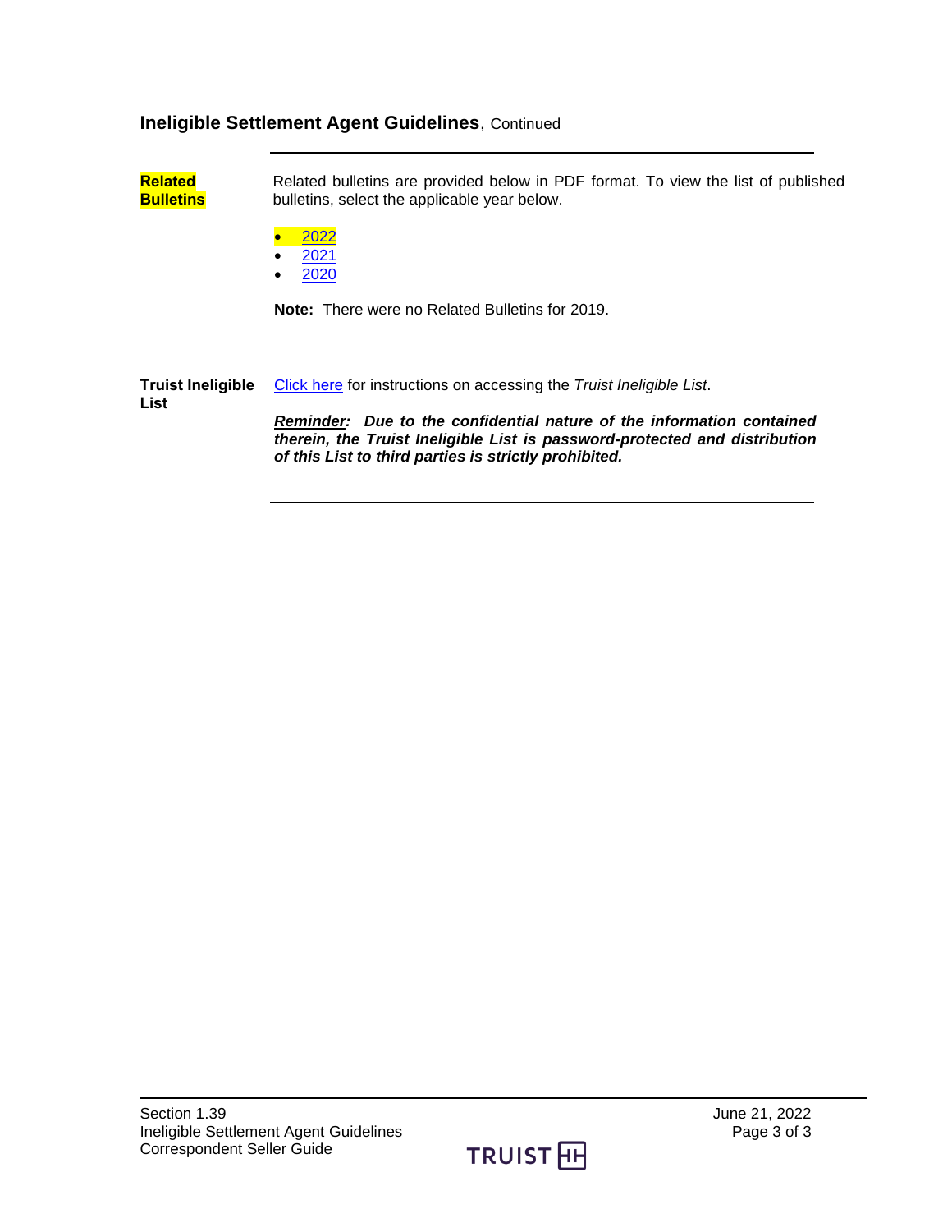## Ineligible Settlement Agent Guidelines, Continued

**Related Bulletins**

Related bulletins are provided below in PDF format. To view the list of published bulletins, select the applicable year below.

- 2022
- 2021
- 2020

**Note:** There were no Related Bulletins for 2019.

**Truist Ineligible List**

Click here for instructions on accessing the *Truist Ineligible List*.

***Reminder:* Due to the confidential nature of the information contained therein, the Truist Ineligible List is password-protected and distribution of this List to third parties is strictly prohibited.**